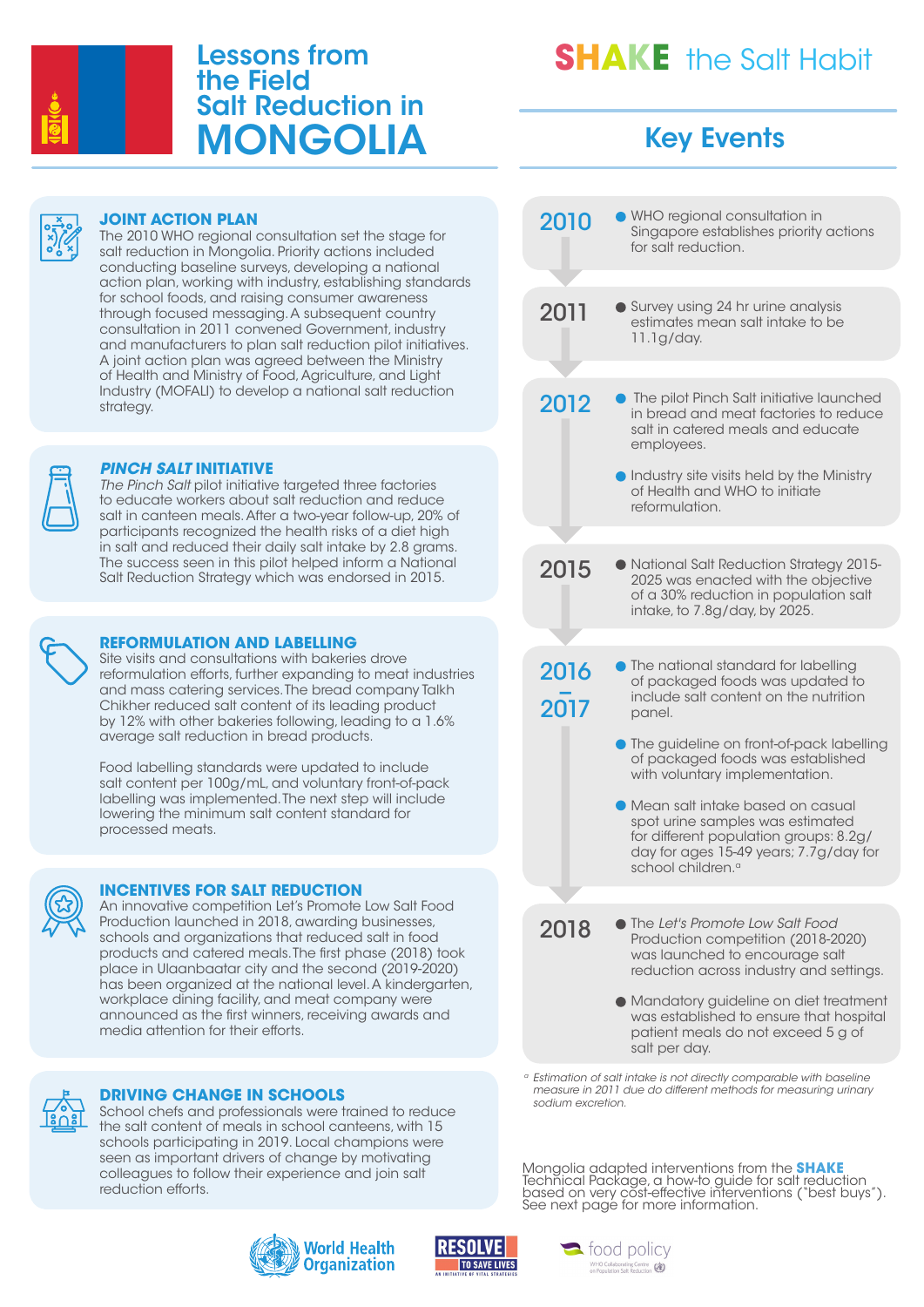# Lessons from the Field Salt Reduction in MONGOLIA

## JOINT ACTION PLAN

The 2010 WHO regional consultation set the stage for salt reduction in Mongolia. Priority actions included conducting baseline surveys, developing a national action plan, working with industry, establishing standards for school foods, and raising consumer awareness through focused messaging. A subsequent country consultation in 2011 convened Government, industry and manufacturers to plan salt reduction pilot initiatives. A joint action plan was agreed between the Ministry of Health and Ministry of Food, Agriculture, and Light Industry (MOFALI) to develop a national salt reduction strategy.

## *PINCH SALT* INITIATIVE

*The Pinch Salt* pilot initiative targeted three factories to educate workers about salt reduction and reduce salt in canteen meals. After a two-year follow-up, 20% of participants recognized the health risks of a diet high in salt and reduced their daily salt intake by 2.8 grams. The success seen in this pilot helped inform a National Salt Reduction Strategy which was endorsed in 2015.

## REFORMULATION AND LABELLING

Site visits and consultations with bakeries drove reformulation efforts, further expanding to meat industries and mass catering services. The bread company Talkh Chikher reduced salt content of its leading product by 12% with other bakeries following, leading to a 1.6% average salt reduction in bread products.

Food labelling standards were updated to include salt content per 100g/mL, and voluntary front-of-pack labelling was implemented. The next step will include lowering the minimum salt content standard for processed meats.

## INCENTIVES FOR SALT REDUCTION

An innovative competition Let's Promote Low Salt Food Production launched in 2018, awarding businesses, schools and organizations that reduced salt in food products and catered meals. The first phase (2018) took place in Ulaanbaatar city and the second (2019-2020) has been organized at the national level. A kindergarten, workplace dining facility, and meat company were announced as the first winners, receiving awards and media attention for their efforts.

## DRIVING CHANGE IN SCHOOLS

School chefs and professionals were trained to reduce the salt content of meals in school canteens, with 15 schools participating in 2019. Local champions were seen as important drivers of change by motivating colleagues to follow their experience and join salt reduction efforts.

# SHAKE the Salt Habit

## Key Events

**2010**
- WHO regional consultation in Singapore establishes priority actions for salt reduction.

**2011**
- Survey using 24 hr urine analysis estimates mean salt intake to be 11.1g/day.

**2012**
- The pilot Pinch Salt initiative launched in bread and meat factories to reduce salt in catered meals and educate employees.
- Industry site visits held by the Ministry of Health and WHO to initiate reformulation.

**2015**
- National Salt Reduction Strategy 2015-2025 was enacted with the objective of a 30% reduction in population salt intake, to 7.8g/day, by 2025.

**2016 – 2017**
- The national standard for labelling of packaged foods was updated to include salt content on the nutrition panel.
- The guideline on front-of-pack labelling of packaged foods was established with voluntary implementation.
- Mean salt intake based on casual spot urine samples was estimated for different population groups: 8.2g/day for ages 15-49 years; 7.7g/day for school children.[a]

**2018**
- The *Let's Promote Low Salt Food* Production competition (2018-2020) was launched to encourage salt reduction across industry and settings.
- Mandatory guideline on diet treatment was established to ensure that hospital patient meals do not exceed 5 g of salt per day.

[a] *Estimation of salt intake is not directly comparable with baseline measure in 2011 due do different methods for measuring urinary sodium excretion.*

Mongolia adapted interventions from the **SHAKE** Technical Package, a how-to guide for salt reduction based on very cost-effective interventions ("best buys"). See next page for more information.

World Health Organization | RESOLVE TO SAVE LIVES | food policy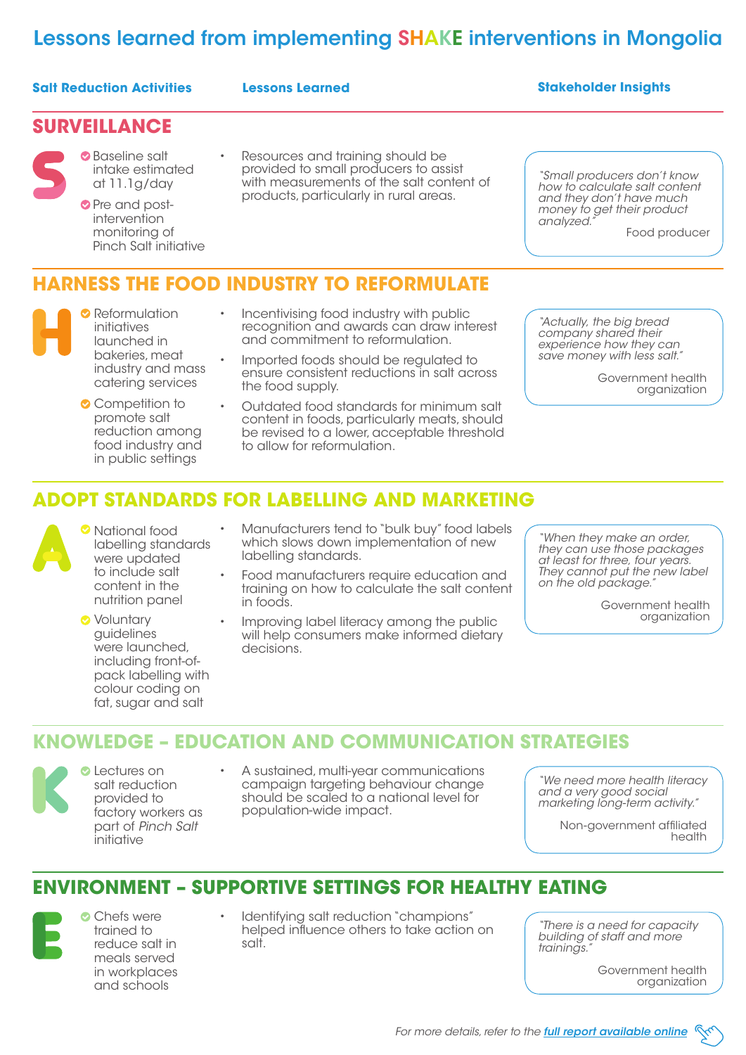# Lessons learned from implementing SHAKE interventions in Mongolia

**Salt Reduction Activities** | **Lessons Learned** | **Stakeholder Insights**

## SURVEILLANCE

**Salt Reduction Activities**

- Baseline salt intake estimated at 11.1g/day
- Pre and post-intervention monitoring of Pinch Salt initiative

**Lessons Learned**

- Resources and training should be provided to small producers to assist with measurements of the salt content of products, particularly in rural areas.

**Stakeholder Insights**

> *"Small producers don't know how to calculate salt content and they don't have much money to get their product analyzed."*
>
> Food producer

## HARNESS THE FOOD INDUSTRY TO REFORMULATE

**Salt Reduction Activities**

- Reformulation initiatives launched in bakeries, meat industry and mass catering services
- Competition to promote salt reduction among food industry and in public settings

**Lessons Learned**

- Incentivising food industry with public recognition and awards can draw interest and commitment to reformulation.
- Imported foods should be regulated to ensure consistent reductions in salt across the food supply.
- Outdated food standards for minimum salt content in foods, particularly meats, should be revised to a lower, acceptable threshold to allow for reformulation.

**Stakeholder Insights**

> *"Actually, the big bread company shared their experience how they can save money with less salt."*
>
> Government health organization

## ADOPT STANDARDS FOR LABELLING AND MARKETING

**Salt Reduction Activities**

- National food labelling standards were updated to include salt content in the nutrition panel
- Voluntary guidelines were launched, including front-of-pack labelling with colour coding on fat, sugar and salt

**Lessons Learned**

- Manufacturers tend to "bulk buy" food labels which slows down implementation of new labelling standards.
- Food manufacturers require education and training on how to calculate the salt content in foods.
- Improving label literacy among the public will help consumers make informed dietary decisions.

**Stakeholder Insights**

> *"When they make an order, they can use those packages at least for three, four years. They cannot put the new label on the old package."*
>
> Government health organization

## KNOWLEDGE – EDUCATION AND COMMUNICATION STRATEGIES

**Salt Reduction Activities**

- Lectures on salt reduction provided to factory workers as part of *Pinch Salt* initiative

**Lessons Learned**

- A sustained, multi-year communications campaign targeting behaviour change should be scaled to a national level for population-wide impact.

**Stakeholder Insights**

> *"We need more health literacy and a very good social marketing long-term activity."*
>
> Non-government affiliated health

## ENVIRONMENT – SUPPORTIVE SETTINGS FOR HEALTHY EATING

**Salt Reduction Activities**

- Chefs were trained to reduce salt in meals served in workplaces and schools

**Lessons Learned**

- Identifying salt reduction "champions" helped influence others to take action on salt.

**Stakeholder Insights**

> *"There is a need for capacity building of staff and more trainings."*
>
> Government health organization

*For more details, refer to the **full report available online***